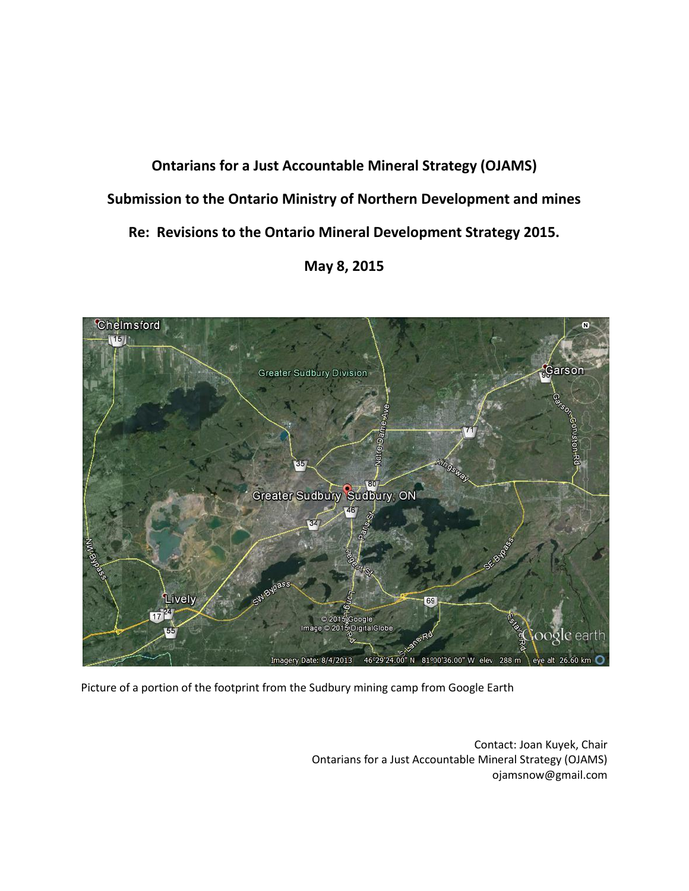# Ontarians for a Just Accountable Mineral Strategy (OJAMS)

## Submission to the Ontario Ministry of Northern Development and mines

## Re: Revisions to the Ontario Mineral Development Strategy 2015.

## May 8, 2015

Picture of a portion of the footprint from the Sudbury mining camp from Google Earth

Contact: Joan Kuyek, Chair
Ontarians for a Just Accountable Mineral Strategy (OJAMS)
ojamsnow@gmail.com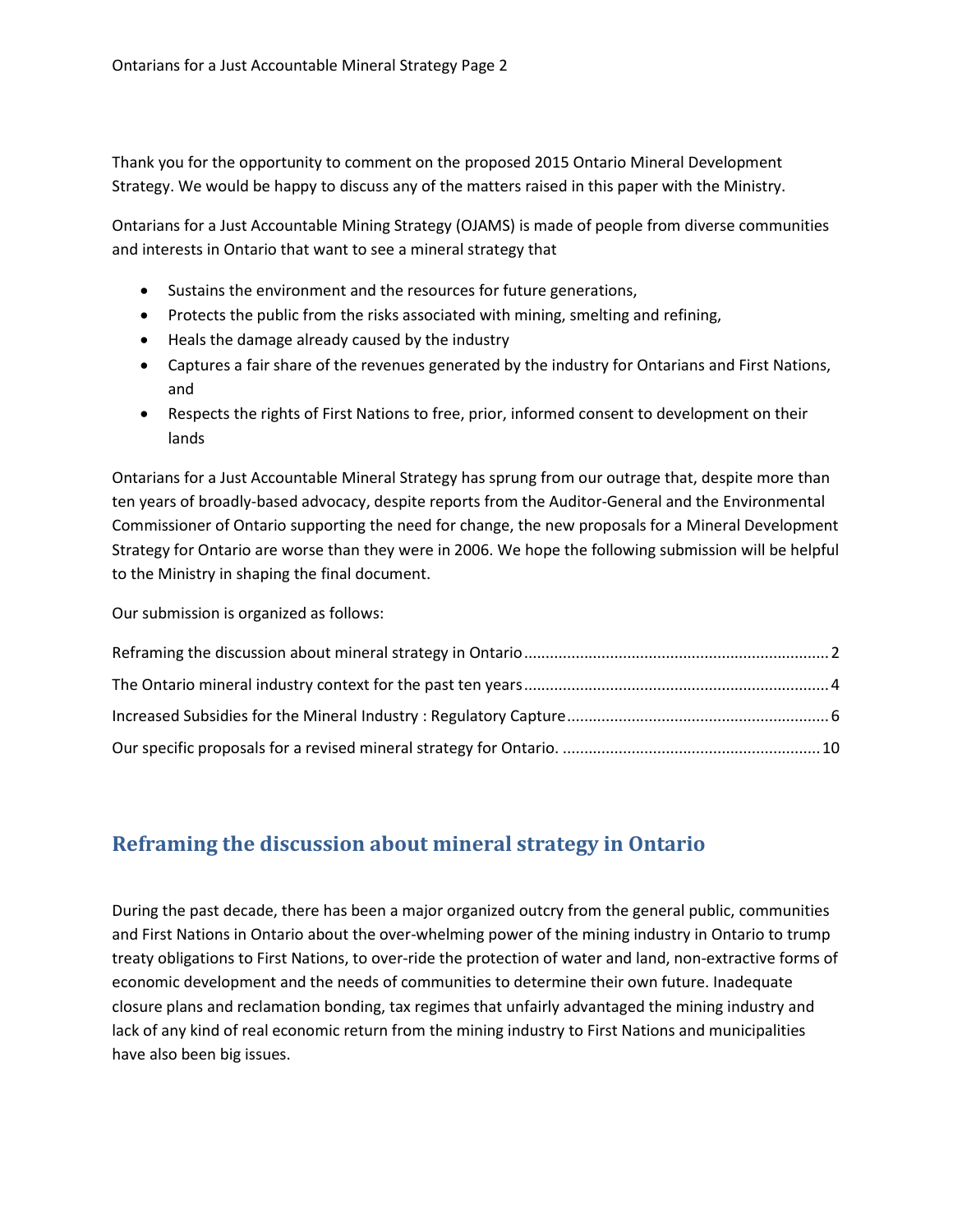Thank you for the opportunity to comment on the proposed 2015 Ontario Mineral Development Strategy. We would be happy to discuss any of the matters raised in this paper with the Ministry.

Ontarians for a Just Accountable Mining Strategy (OJAMS) is made of people from diverse communities and interests in Ontario that want to see a mineral strategy that

- Sustains the environment and the resources for future generations,
- Protects the public from the risks associated with mining, smelting and refining,
- Heals the damage already caused by the industry
- Captures a fair share of the revenues generated by the industry for Ontarians and First Nations, and
- Respects the rights of First Nations to free, prior, informed consent to development on their lands

Ontarians for a Just Accountable Mineral Strategy has sprung from our outrage that, despite more than ten years of broadly-based advocacy, despite reports from the Auditor-General and the Environmental Commissioner of Ontario supporting the need for change, the new proposals for a Mineral Development Strategy for Ontario are worse than they were in 2006. We hope the following submission will be helpful to the Ministry in shaping the final document.

Our submission is organized as follows:

Reframing the discussion about mineral strategy in Ontario ........ 2
The Ontario mineral industry context for the past ten years ........ 4
Increased Subsidies for the Mineral Industry : Regulatory Capture ........ 6
Our specific proposals for a revised mineral strategy for Ontario. ........ 10

## Reframing the discussion about mineral strategy in Ontario

During the past decade, there has been a major organized outcry from the general public, communities and First Nations in Ontario about the over-whelming power of the mining industry in Ontario to trump treaty obligations to First Nations, to over-ride the protection of water and land, non-extractive forms of economic development and the needs of communities to determine their own future. Inadequate closure plans and reclamation bonding, tax regimes that unfairly advantaged the mining industry and lack of any kind of real economic return from the mining industry to First Nations and municipalities have also been big issues.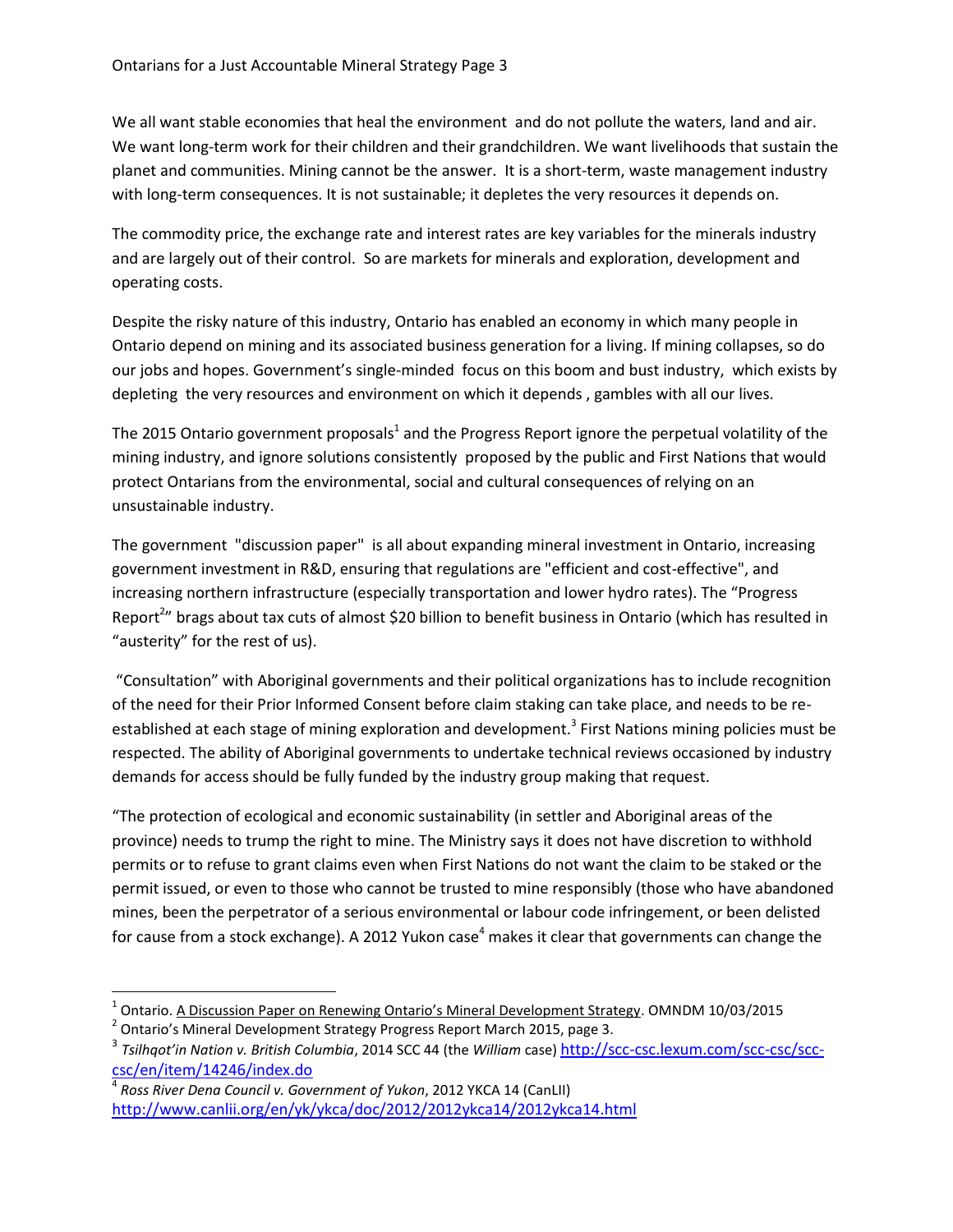We all want stable economies that heal the environment and do not pollute the waters, land and air. We want long-term work for their children and their grandchildren. We want livelihoods that sustain the planet and communities. Mining cannot be the answer. It is a short-term, waste management industry with long-term consequences. It is not sustainable; it depletes the very resources it depends on.

The commodity price, the exchange rate and interest rates are key variables for the minerals industry and are largely out of their control. So are markets for minerals and exploration, development and operating costs.

Despite the risky nature of this industry, Ontario has enabled an economy in which many people in Ontario depend on mining and its associated business generation for a living. If mining collapses, so do our jobs and hopes. Government's single-minded focus on this boom and bust industry, which exists by depleting the very resources and environment on which it depends , gambles with all our lives.

The 2015 Ontario government proposals[1] and the Progress Report ignore the perpetual volatility of the mining industry, and ignore solutions consistently proposed by the public and First Nations that would protect Ontarians from the environmental, social and cultural consequences of relying on an unsustainable industry.

The government "discussion paper" is all about expanding mineral investment in Ontario, increasing government investment in R&D, ensuring that regulations are "efficient and cost-effective", and increasing northern infrastructure (especially transportation and lower hydro rates). The "Progress Report[2]" brags about tax cuts of almost $20 billion to benefit business in Ontario (which has resulted in "austerity" for the rest of us).

"Consultation" with Aboriginal governments and their political organizations has to include recognition of the need for their Prior Informed Consent before claim staking can take place, and needs to be re-established at each stage of mining exploration and development.[3] First Nations mining policies must be respected. The ability of Aboriginal governments to undertake technical reviews occasioned by industry demands for access should be fully funded by the industry group making that request.

"The protection of ecological and economic sustainability (in settler and Aboriginal areas of the province) needs to trump the right to mine. The Ministry says it does not have discretion to withhold permits or to refuse to grant claims even when First Nations do not want the claim to be staked or the permit issued, or even to those who cannot be trusted to mine responsibly (those who have abandoned mines, been the perpetrator of a serious environmental or labour code infringement, or been delisted for cause from a stock exchange). A 2012 Yukon case[4] makes it clear that governments can change the

---

[1] Ontario. A Discussion Paper on Renewing Ontario's Mineral Development Strategy. OMNDM 10/03/2015

[2] Ontario's Mineral Development Strategy Progress Report March 2015, page 3.

[3] *Tsilhqot'in Nation v. British Columbia*, 2014 SCC 44 (the *William* case) http://scc-csc.lexum.com/scc-csc/scc-csc/en/item/14246/index.do

[4] *Ross River Dena Council v. Government of Yukon*, 2012 YKCA 14 (CanLII) http://www.canlii.org/en/yk/ykca/doc/2012/2012ykca14/2012ykca14.html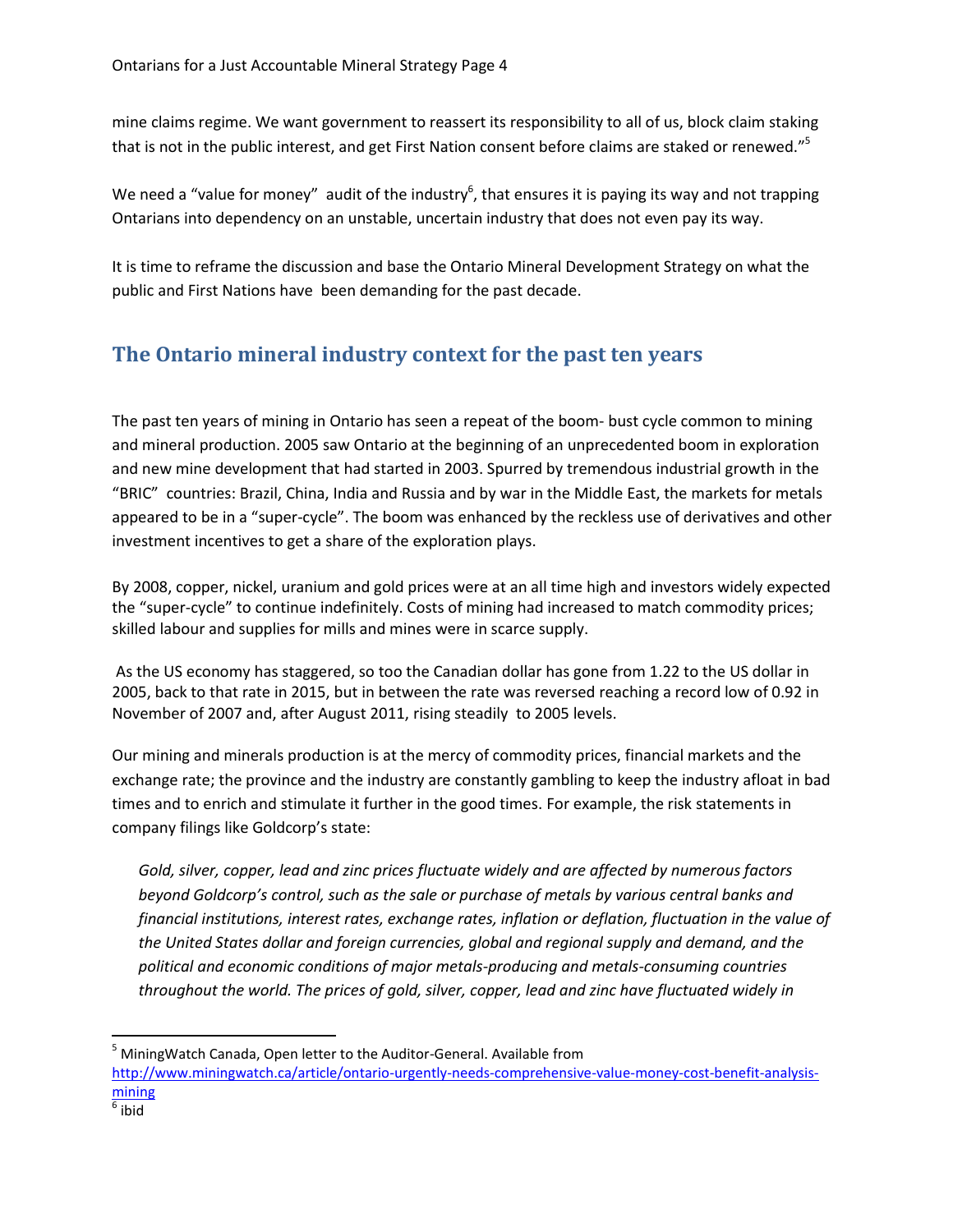mine claims regime. We want government to reassert its responsibility to all of us, block claim staking that is not in the public interest, and get First Nation consent before claims are staked or renewed."[5]

We need a "value for money" audit of the industry[6], that ensures it is paying its way and not trapping Ontarians into dependency on an unstable, uncertain industry that does not even pay its way.

It is time to reframe the discussion and base the Ontario Mineral Development Strategy on what the public and First Nations have been demanding for the past decade.

## The Ontario mineral industry context for the past ten years

The past ten years of mining in Ontario has seen a repeat of the boom- bust cycle common to mining and mineral production. 2005 saw Ontario at the beginning of an unprecedented boom in exploration and new mine development that had started in 2003. Spurred by tremendous industrial growth in the "BRIC" countries: Brazil, China, India and Russia and by war in the Middle East, the markets for metals appeared to be in a "super-cycle". The boom was enhanced by the reckless use of derivatives and other investment incentives to get a share of the exploration plays.

By 2008, copper, nickel, uranium and gold prices were at an all time high and investors widely expected the "super-cycle" to continue indefinitely. Costs of mining had increased to match commodity prices; skilled labour and supplies for mills and mines were in scarce supply.

As the US economy has staggered, so too the Canadian dollar has gone from 1.22 to the US dollar in 2005, back to that rate in 2015, but in between the rate was reversed reaching a record low of 0.92 in November of 2007 and, after August 2011, rising steadily to 2005 levels.

Our mining and minerals production is at the mercy of commodity prices, financial markets and the exchange rate; the province and the industry are constantly gambling to keep the industry afloat in bad times and to enrich and stimulate it further in the good times. For example, the risk statements in company filings like Goldcorp's state:

> *Gold, silver, copper, lead and zinc prices fluctuate widely and are affected by numerous factors beyond Goldcorp's control, such as the sale or purchase of metals by various central banks and financial institutions, interest rates, exchange rates, inflation or deflation, fluctuation in the value of the United States dollar and foreign currencies, global and regional supply and demand, and the political and economic conditions of major metals-producing and metals-consuming countries throughout the world. The prices of gold, silver, copper, lead and zinc have fluctuated widely in*

---

[5] MiningWatch Canada, Open letter to the Auditor-General. Available from http://www.miningwatch.ca/article/ontario-urgently-needs-comprehensive-value-money-cost-benefit-analysis-mining

[6] ibid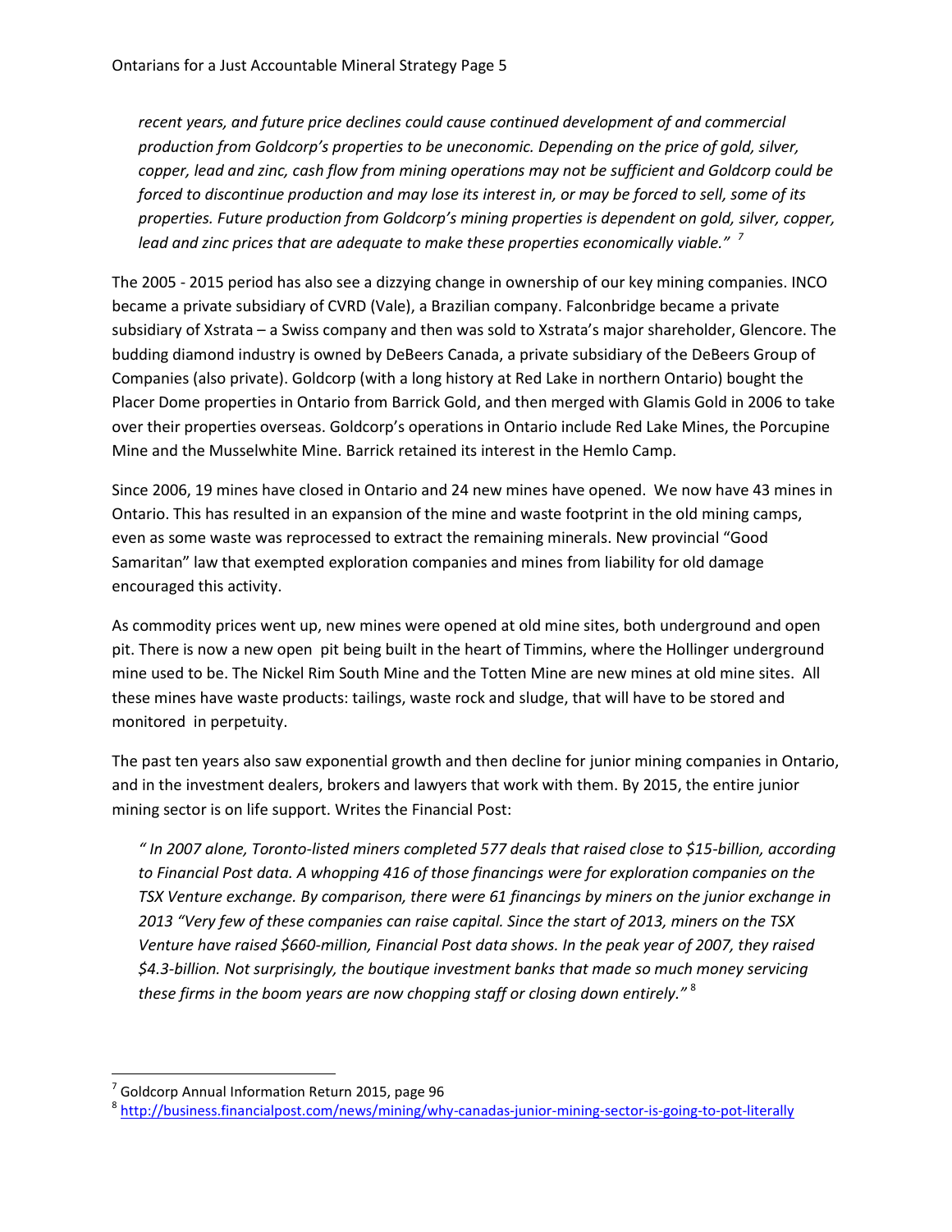*recent years, and future price declines could cause continued development of and commercial production from Goldcorp's properties to be uneconomic. Depending on the price of gold, silver, copper, lead and zinc, cash flow from mining operations may not be sufficient and Goldcorp could be forced to discontinue production and may lose its interest in, or may be forced to sell, some of its properties. Future production from Goldcorp's mining properties is dependent on gold, silver, copper, lead and zinc prices that are adequate to make these properties economically viable."* [7]

The 2005 - 2015 period has also see a dizzying change in ownership of our key mining companies. INCO became a private subsidiary of CVRD (Vale), a Brazilian company. Falconbridge became a private subsidiary of Xstrata – a Swiss company and then was sold to Xstrata's major shareholder, Glencore. The budding diamond industry is owned by DeBeers Canada, a private subsidiary of the DeBeers Group of Companies (also private). Goldcorp (with a long history at Red Lake in northern Ontario) bought the Placer Dome properties in Ontario from Barrick Gold, and then merged with Glamis Gold in 2006 to take over their properties overseas. Goldcorp's operations in Ontario include Red Lake Mines, the Porcupine Mine and the Musselwhite Mine. Barrick retained its interest in the Hemlo Camp.

Since 2006, 19 mines have closed in Ontario and 24 new mines have opened. We now have 43 mines in Ontario. This has resulted in an expansion of the mine and waste footprint in the old mining camps, even as some waste was reprocessed to extract the remaining minerals. New provincial "Good Samaritan" law that exempted exploration companies and mines from liability for old damage encouraged this activity.

As commodity prices went up, new mines were opened at old mine sites, both underground and open pit. There is now a new open pit being built in the heart of Timmins, where the Hollinger underground mine used to be. The Nickel Rim South Mine and the Totten Mine are new mines at old mine sites. All these mines have waste products: tailings, waste rock and sludge, that will have to be stored and monitored in perpetuity.

The past ten years also saw exponential growth and then decline for junior mining companies in Ontario, and in the investment dealers, brokers and lawyers that work with them. By 2015, the entire junior mining sector is on life support. Writes the Financial Post:

*" In 2007 alone, Toronto-listed miners completed 577 deals that raised close to $15-billion, according to Financial Post data. A whopping 416 of those financings were for exploration companies on the TSX Venture exchange. By comparison, there were 61 financings by miners on the junior exchange in 2013 "Very few of these companies can raise capital. Since the start of 2013, miners on the TSX Venture have raised $660-million, Financial Post data shows. In the peak year of 2007, they raised $4.3-billion. Not surprisingly, the boutique investment banks that made so much money servicing these firms in the boom years are now chopping staff or closing down entirely."* [8]

---

[7] Goldcorp Annual Information Return 2015, page 96

[8] http://business.financialpost.com/news/mining/why-canadas-junior-mining-sector-is-going-to-pot-literally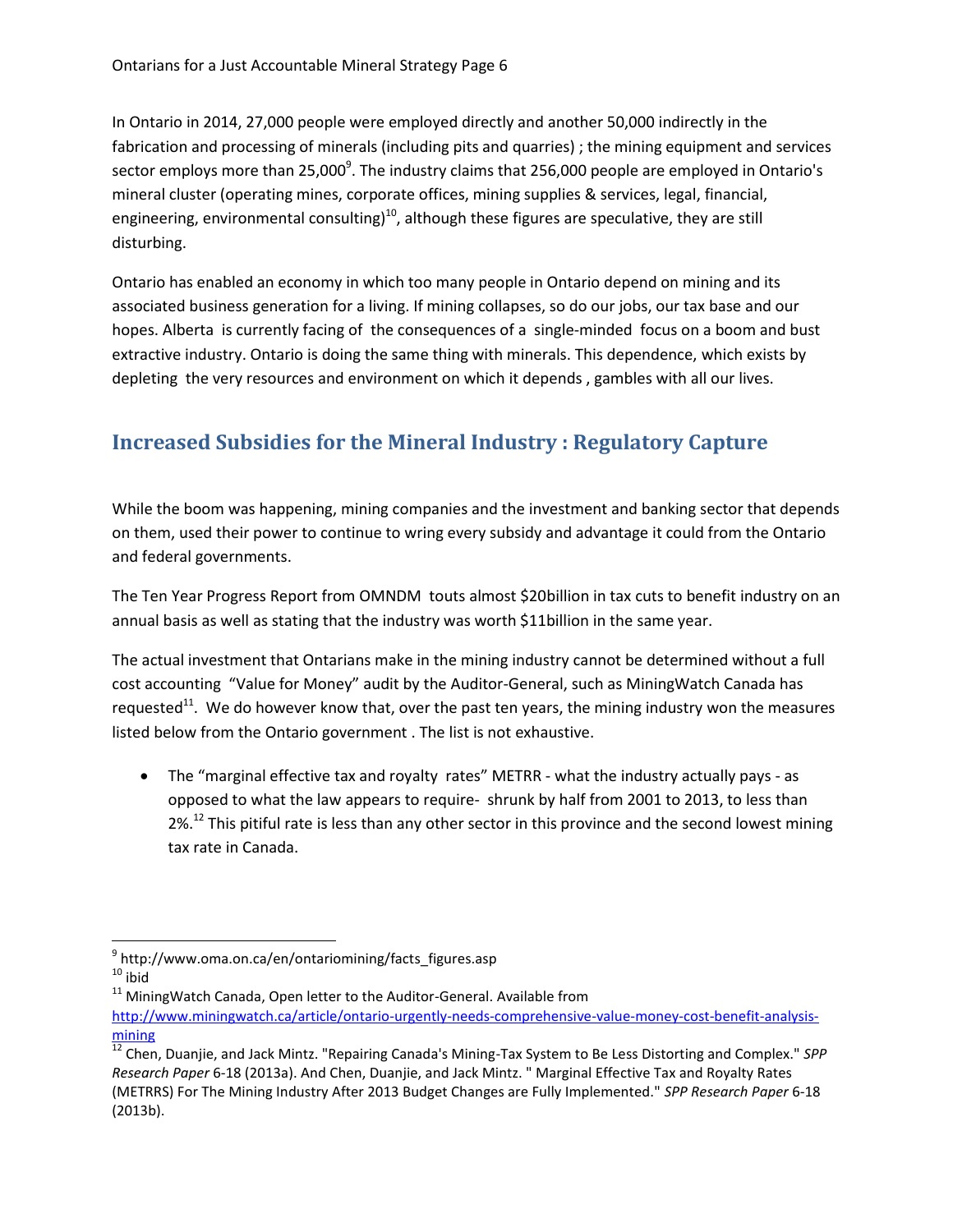In Ontario in 2014, 27,000 people were employed directly and another 50,000 indirectly in the fabrication and processing of minerals (including pits and quarries) ; the mining equipment and services sector employs more than 25,000[9]. The industry claims that 256,000 people are employed in Ontario's mineral cluster (operating mines, corporate offices, mining supplies & services, legal, financial, engineering, environmental consulting)[10], although these figures are speculative, they are still disturbing.

Ontario has enabled an economy in which too many people in Ontario depend on mining and its associated business generation for a living. If mining collapses, so do our jobs, our tax base and our hopes. Alberta is currently facing of the consequences of a single-minded focus on a boom and bust extractive industry. Ontario is doing the same thing with minerals. This dependence, which exists by depleting the very resources and environment on which it depends , gambles with all our lives.

## Increased Subsidies for the Mineral Industry : Regulatory Capture

While the boom was happening, mining companies and the investment and banking sector that depends on them, used their power to continue to wring every subsidy and advantage it could from the Ontario and federal governments.

The Ten Year Progress Report from OMNDM touts almost $20billion in tax cuts to benefit industry on an annual basis as well as stating that the industry was worth $11billion in the same year.

The actual investment that Ontarians make in the mining industry cannot be determined without a full cost accounting "Value for Money" audit by the Auditor-General, such as MiningWatch Canada has requested[11]. We do however know that, over the past ten years, the mining industry won the measures listed below from the Ontario government . The list is not exhaustive.

- The "marginal effective tax and royalty rates" METRR - what the industry actually pays - as opposed to what the law appears to require- shrunk by half from 2001 to 2013, to less than 2%.[12] This pitiful rate is less than any other sector in this province and the second lowest mining tax rate in Canada.

---

[9] http://www.oma.on.ca/en/ontariomining/facts_figures.asp

[10] ibid

[11] MiningWatch Canada, Open letter to the Auditor-General. Available from http://www.miningwatch.ca/article/ontario-urgently-needs-comprehensive-value-money-cost-benefit-analysis-mining

[12] Chen, Duanjie, and Jack Mintz. "Repairing Canada's Mining-Tax System to Be Less Distorting and Complex." *SPP Research Paper* 6-18 (2013a). And Chen, Duanjie, and Jack Mintz. " Marginal Effective Tax and Royalty Rates (METRRS) For The Mining Industry After 2013 Budget Changes are Fully Implemented." *SPP Research Paper* 6-18 (2013b).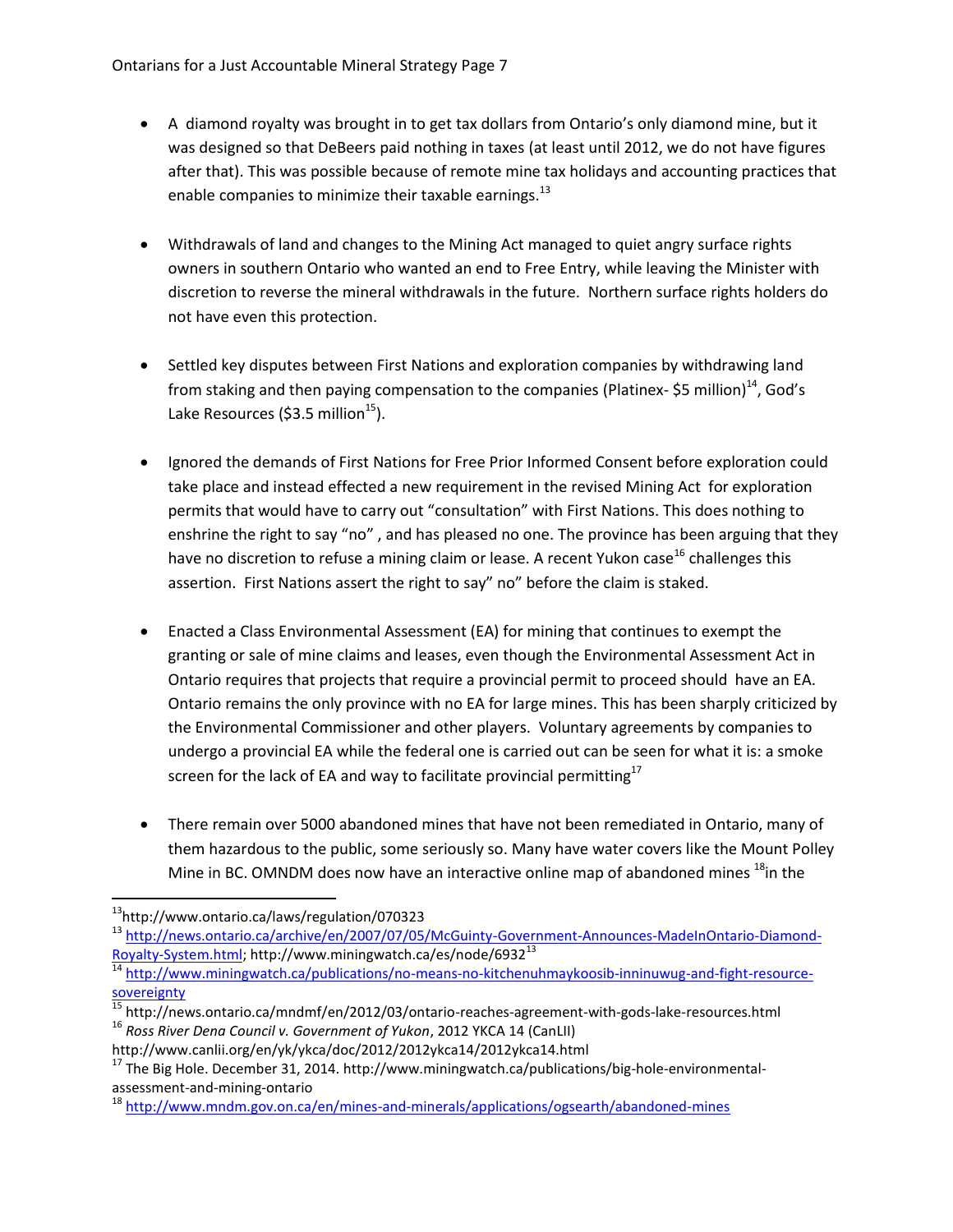- A diamond royalty was brought in to get tax dollars from Ontario's only diamond mine, but it was designed so that DeBeers paid nothing in taxes (at least until 2012, we do not have figures after that). This was possible because of remote mine tax holidays and accounting practices that enable companies to minimize their taxable earnings.[13]

- Withdrawals of land and changes to the Mining Act managed to quiet angry surface rights owners in southern Ontario who wanted an end to Free Entry, while leaving the Minister with discretion to reverse the mineral withdrawals in the future. Northern surface rights holders do not have even this protection.

- Settled key disputes between First Nations and exploration companies by withdrawing land from staking and then paying compensation to the companies (Platinex- $5 million)[14], God's Lake Resources ($3.5 million[15]).

- Ignored the demands of First Nations for Free Prior Informed Consent before exploration could take place and instead effected a new requirement in the revised Mining Act for exploration permits that would have to carry out "consultation" with First Nations. This does nothing to enshrine the right to say "no" , and has pleased no one. The province has been arguing that they have no discretion to refuse a mining claim or lease. A recent Yukon case[16] challenges this assertion. First Nations assert the right to say" no" before the claim is staked.

- Enacted a Class Environmental Assessment (EA) for mining that continues to exempt the granting or sale of mine claims and leases, even though the Environmental Assessment Act in Ontario requires that projects that require a provincial permit to proceed should have an EA. Ontario remains the only province with no EA for large mines. This has been sharply criticized by the Environmental Commissioner and other players. Voluntary agreements by companies to undergo a provincial EA while the federal one is carried out can be seen for what it is: a smoke screen for the lack of EA and way to facilitate provincial permitting[17]

- There remain over 5000 abandoned mines that have not been remediated in Ontario, many of them hazardous to the public, some seriously so. Many have water covers like the Mount Polley Mine in BC. OMNDM does now have an interactive online map of abandoned mines [18]in the

---

[13]http://www.ontario.ca/laws/regulation/070323

[13] http://news.ontario.ca/archive/en/2007/07/05/McGuinty-Government-Announces-MadeInOntario-Diamond-Royalty-System.html; http://www.miningwatch.ca/es/node/6932[13]

[14] http://www.miningwatch.ca/publications/no-means-no-kitchenuhmaykoosib-inninuwug-and-fight-resource-sovereignty

[15] http://news.ontario.ca/mndmf/en/2012/03/ontario-reaches-agreement-with-gods-lake-resources.html

[16] *Ross River Dena Council v. Government of Yukon*, 2012 YKCA 14 (CanLII) http://www.canlii.org/en/yk/ykca/doc/2012/2012ykca14/2012ykca14.html

[17] The Big Hole. December 31, 2014. http://www.miningwatch.ca/publications/big-hole-environmental-assessment-and-mining-ontario

[18] http://www.mndm.gov.on.ca/en/mines-and-minerals/applications/ogsearth/abandoned-mines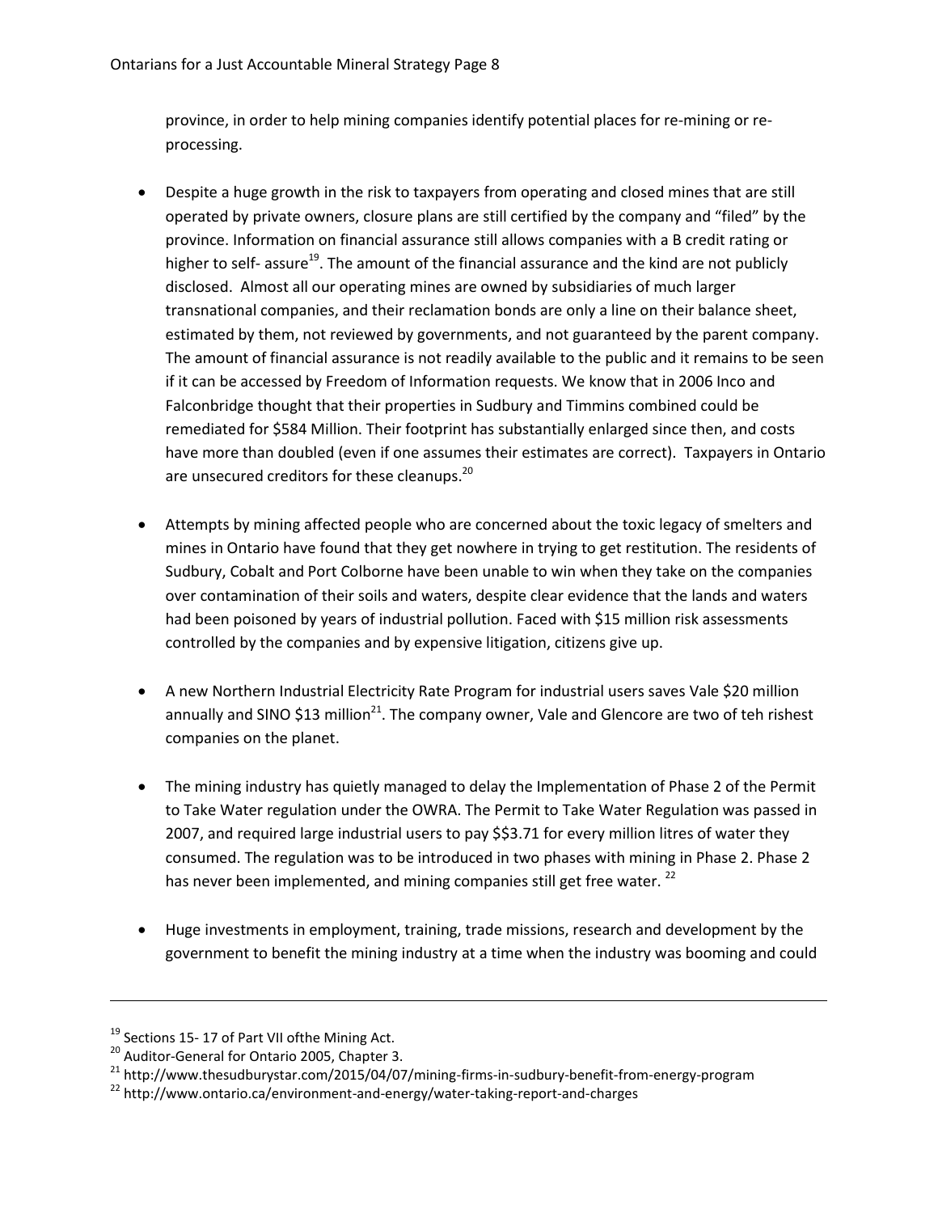province, in order to help mining companies identify potential places for re-mining or re-processing.

- Despite a huge growth in the risk to taxpayers from operating and closed mines that are still operated by private owners, closure plans are still certified by the company and "filed" by the province. Information on financial assurance still allows companies with a B credit rating or higher to self- assure[19]. The amount of the financial assurance and the kind are not publicly disclosed. Almost all our operating mines are owned by subsidiaries of much larger transnational companies, and their reclamation bonds are only a line on their balance sheet, estimated by them, not reviewed by governments, and not guaranteed by the parent company. The amount of financial assurance is not readily available to the public and it remains to be seen if it can be accessed by Freedom of Information requests. We know that in 2006 Inco and Falconbridge thought that their properties in Sudbury and Timmins combined could be remediated for $584 Million. Their footprint has substantially enlarged since then, and costs have more than doubled (even if one assumes their estimates are correct). Taxpayers in Ontario are unsecured creditors for these cleanups.[20]

- Attempts by mining affected people who are concerned about the toxic legacy of smelters and mines in Ontario have found that they get nowhere in trying to get restitution. The residents of Sudbury, Cobalt and Port Colborne have been unable to win when they take on the companies over contamination of their soils and waters, despite clear evidence that the lands and waters had been poisoned by years of industrial pollution. Faced with $15 million risk assessments controlled by the companies and by expensive litigation, citizens give up.

- A new Northern Industrial Electricity Rate Program for industrial users saves Vale $20 million annually and SINO $13 million[21]. The company owner, Vale and Glencore are two of teh rishest companies on the planet.

- The mining industry has quietly managed to delay the Implementation of Phase 2 of the Permit to Take Water regulation under the OWRA. The Permit to Take Water Regulation was passed in 2007, and required large industrial users to pay $$3.71 for every million litres of water they consumed. The regulation was to be introduced in two phases with mining in Phase 2. Phase 2 has never been implemented, and mining companies still get free water. [22]

- Huge investments in employment, training, trade missions, research and development by the government to benefit the mining industry at a time when the industry was booming and could

---

[19] Sections 15- 17 of Part VII ofthe Mining Act.

[20] Auditor-General for Ontario 2005, Chapter 3.

[21] http://www.thesudburystar.com/2015/04/07/mining-firms-in-sudbury-benefit-from-energy-program

[22] http://www.ontario.ca/environment-and-energy/water-taking-report-and-charges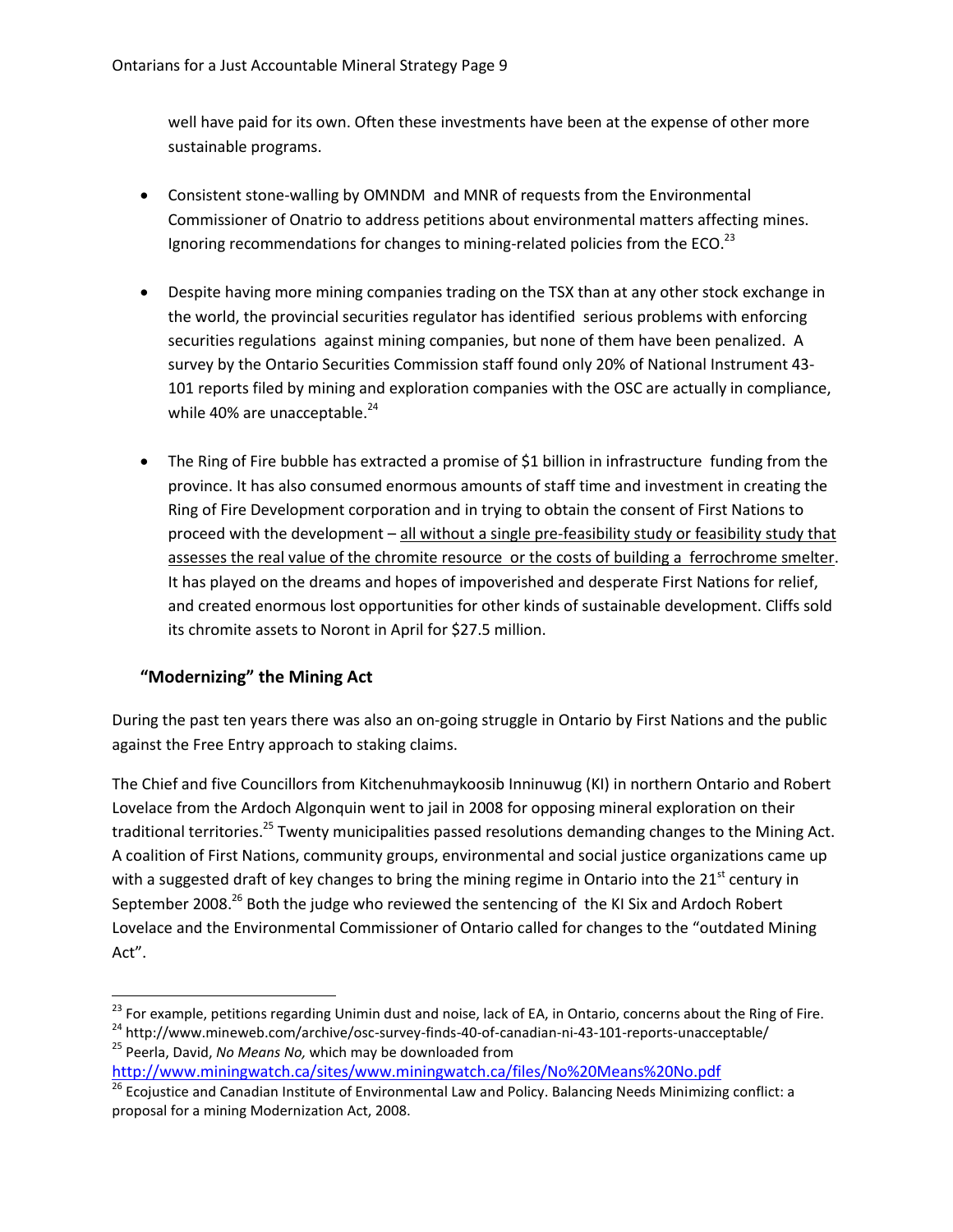well have paid for its own. Often these investments have been at the expense of other more sustainable programs.

- Consistent stone-walling by OMNDM and MNR of requests from the Environmental Commissioner of Onatrio to address petitions about environmental matters affecting mines. Ignoring recommendations for changes to mining-related policies from the ECO.[23]

- Despite having more mining companies trading on the TSX than at any other stock exchange in the world, the provincial securities regulator has identified serious problems with enforcing securities regulations against mining companies, but none of them have been penalized. A survey by the Ontario Securities Commission staff found only 20% of National Instrument 43-101 reports filed by mining and exploration companies with the OSC are actually in compliance, while 40% are unacceptable.[24]

- The Ring of Fire bubble has extracted a promise of $1 billion in infrastructure funding from the province. It has also consumed enormous amounts of staff time and investment in creating the Ring of Fire Development corporation and in trying to obtain the consent of First Nations to proceed with the development – <u>all without a single pre-feasibility study or feasibility study that assesses the real value of the chromite resource or the costs of building a ferrochrome smelter</u>. It has played on the dreams and hopes of impoverished and desperate First Nations for relief, and created enormous lost opportunities for other kinds of sustainable development. Cliffs sold its chromite assets to Noront in April for $27.5 million.

## "Modernizing" the Mining Act

During the past ten years there was also an on-going struggle in Ontario by First Nations and the public against the Free Entry approach to staking claims.

The Chief and five Councillors from Kitchenuhmaykoosib Inninuwug (KI) in northern Ontario and Robert Lovelace from the Ardoch Algonquin went to jail in 2008 for opposing mineral exploration on their traditional territories.[25] Twenty municipalities passed resolutions demanding changes to the Mining Act. A coalition of First Nations, community groups, environmental and social justice organizations came up with a suggested draft of key changes to bring the mining regime in Ontario into the 21st century in September 2008.[26] Both the judge who reviewed the sentencing of the KI Six and Ardoch Robert Lovelace and the Environmental Commissioner of Ontario called for changes to the "outdated Mining Act".

---

[23] For example, petitions regarding Unimin dust and noise, lack of EA, in Ontario, concerns about the Ring of Fire.

[24] http://www.mineweb.com/archive/osc-survey-finds-40-of-canadian-ni-43-101-reports-unacceptable/

[25] Peerla, David, *No Means No,* which may be downloaded from http://www.miningwatch.ca/sites/www.miningwatch.ca/files/No%20Means%20No.pdf

[26] Ecojustice and Canadian Institute of Environmental Law and Policy. Balancing Needs Minimizing conflict: a proposal for a mining Modernization Act, 2008.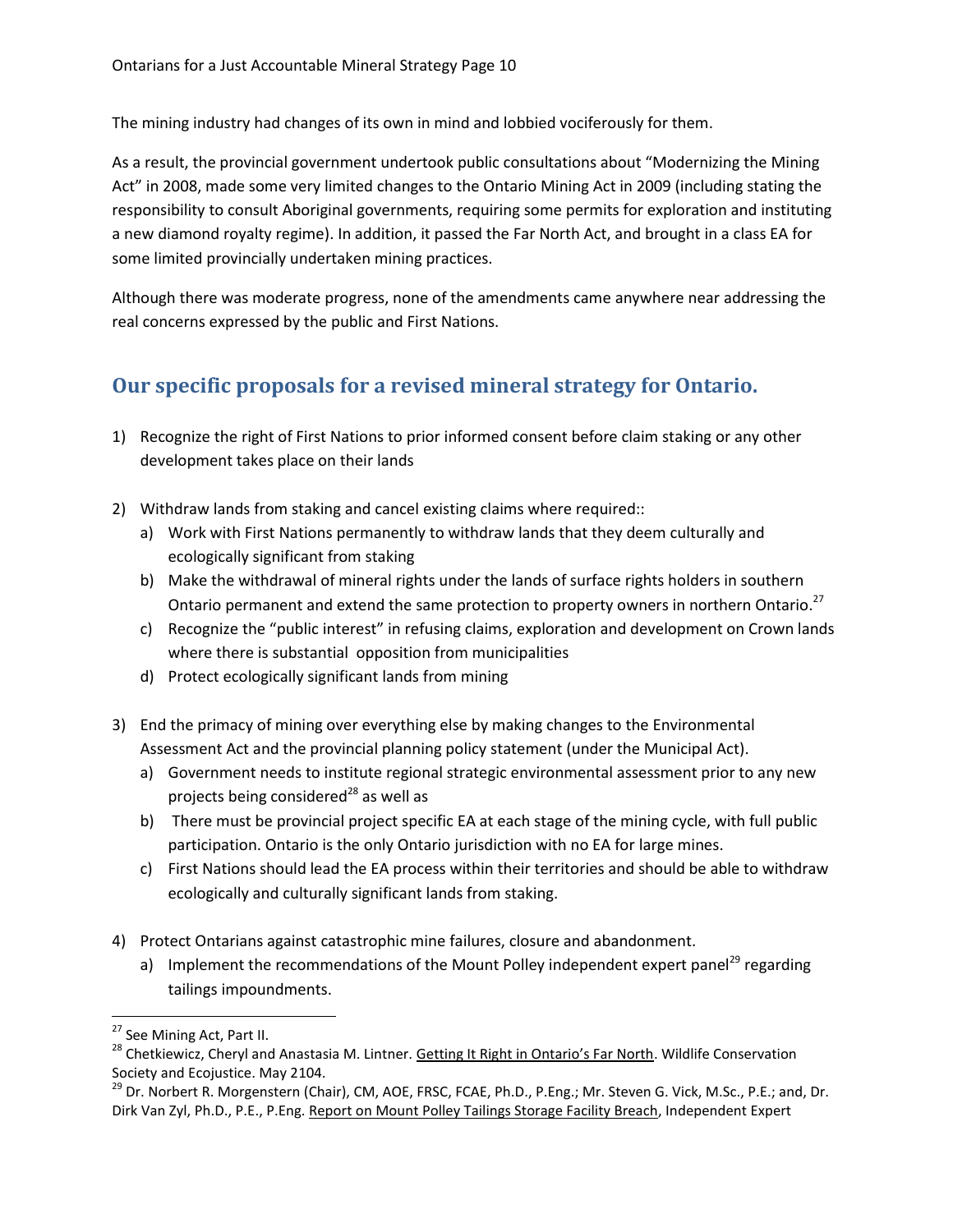The mining industry had changes of its own in mind and lobbied vociferously for them.

As a result, the provincial government undertook public consultations about "Modernizing the Mining Act" in 2008, made some very limited changes to the Ontario Mining Act in 2009 (including stating the responsibility to consult Aboriginal governments, requiring some permits for exploration and instituting a new diamond royalty regime). In addition, it passed the Far North Act, and brought in a class EA for some limited provincially undertaken mining practices.

Although there was moderate progress, none of the amendments came anywhere near addressing the real concerns expressed by the public and First Nations.

## Our specific proposals for a revised mineral strategy for Ontario.

1) Recognize the right of First Nations to prior informed consent before claim staking or any other development takes place on their lands

2) Withdraw lands from staking and cancel existing claims where required::
   a) Work with First Nations permanently to withdraw lands that they deem culturally and ecologically significant from staking
   b) Make the withdrawal of mineral rights under the lands of surface rights holders in southern Ontario permanent and extend the same protection to property owners in northern Ontario.[27]
   c) Recognize the "public interest" in refusing claims, exploration and development on Crown lands where there is substantial opposition from municipalities
   d) Protect ecologically significant lands from mining

3) End the primacy of mining over everything else by making changes to the Environmental Assessment Act and the provincial planning policy statement (under the Municipal Act).
   a) Government needs to institute regional strategic environmental assessment prior to any new projects being considered[28] as well as
   b) There must be provincial project specific EA at each stage of the mining cycle, with full public participation. Ontario is the only Ontario jurisdiction with no EA for large mines.
   c) First Nations should lead the EA process within their territories and should be able to withdraw ecologically and culturally significant lands from staking.

4) Protect Ontarians against catastrophic mine failures, closure and abandonment.
   a) Implement the recommendations of the Mount Polley independent expert panel[29] regarding tailings impoundments.

---

[27] See Mining Act, Part II.

[28] Chetkiewicz, Cheryl and Anastasia M. Lintner. Getting It Right in Ontario's Far North. Wildlife Conservation Society and Ecojustice. May 2104.

[29] Dr. Norbert R. Morgenstern (Chair), CM, AOE, FRSC, FCAE, Ph.D., P.Eng.; Mr. Steven G. Vick, M.Sc., P.E.; and, Dr. Dirk Van Zyl, Ph.D., P.E., P.Eng. Report on Mount Polley Tailings Storage Facility Breach, Independent Expert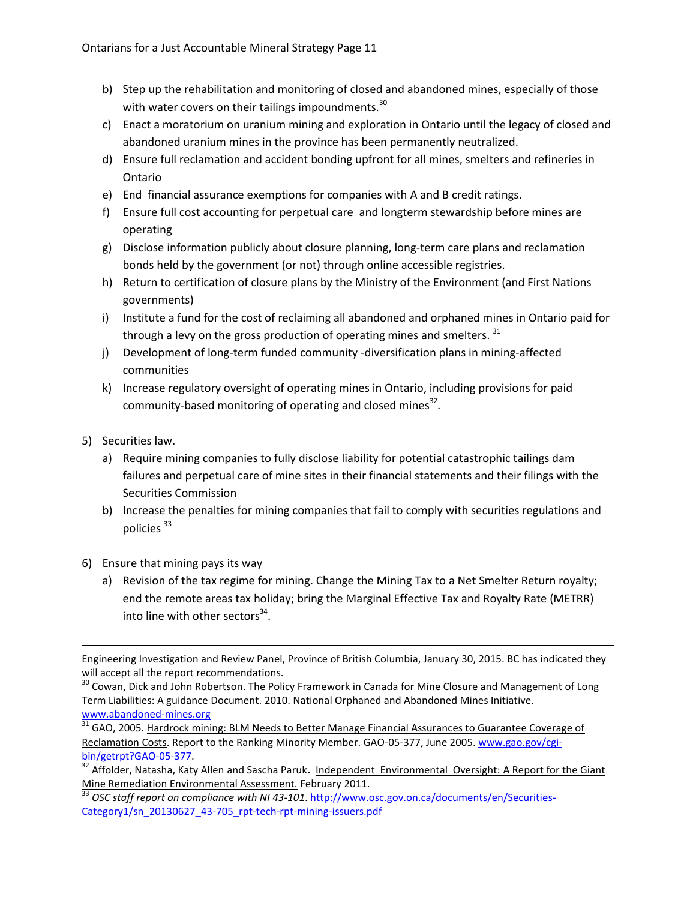b) Step up the rehabilitation and monitoring of closed and abandoned mines, especially of those with water covers on their tailings impoundments.[30]
c) Enact a moratorium on uranium mining and exploration in Ontario until the legacy of closed and abandoned uranium mines in the province has been permanently neutralized.
d) Ensure full reclamation and accident bonding upfront for all mines, smelters and refineries in Ontario
e) End financial assurance exemptions for companies with A and B credit ratings.
f) Ensure full cost accounting for perpetual care and longterm stewardship before mines are operating
g) Disclose information publicly about closure planning, long-term care plans and reclamation bonds held by the government (or not) through online accessible registries.
h) Return to certification of closure plans by the Ministry of the Environment (and First Nations governments)
i) Institute a fund for the cost of reclaiming all abandoned and orphaned mines in Ontario paid for through a levy on the gross production of operating mines and smelters. [31]
j) Development of long-term funded community -diversification plans in mining-affected communities
k) Increase regulatory oversight of operating mines in Ontario, including provisions for paid community-based monitoring of operating and closed mines[32].

5) Securities law.
   a) Require mining companies to fully disclose liability for potential catastrophic tailings dam failures and perpetual care of mine sites in their financial statements and their filings with the Securities Commission
   b) Increase the penalties for mining companies that fail to comply with securities regulations and policies [33]

6) Ensure that mining pays its way
   a) Revision of the tax regime for mining. Change the Mining Tax to a Net Smelter Return royalty; end the remote areas tax holiday; bring the Marginal Effective Tax and Royalty Rate (METRR) into line with other sectors[34].

---

Engineering Investigation and Review Panel, Province of British Columbia, January 30, 2015. BC has indicated they will accept all the report recommendations.

[30] Cowan, Dick and John Robertson. The Policy Framework in Canada for Mine Closure and Management of Long Term Liabilities: A guidance Document. 2010. National Orphaned and Abandoned Mines Initiative. www.abandoned-mines.org

[31] GAO, 2005. Hardrock mining: BLM Needs to Better Manage Financial Assurances to Guarantee Coverage of Reclamation Costs. Report to the Ranking Minority Member. GAO-05-377, June 2005. www.gao.gov/cgi-bin/getrpt?GAO-05-377.

[32] Affolder, Natasha, Katy Allen and Sascha Paruk. Independent Environmental Oversight: A Report for the Giant Mine Remediation Environmental Assessment. February 2011.

[33] *OSC staff report on compliance with NI 43-101*. http://www.osc.gov.on.ca/documents/en/Securities-Category1/sn_20130627_43-705_rpt-tech-rpt-mining-issuers.pdf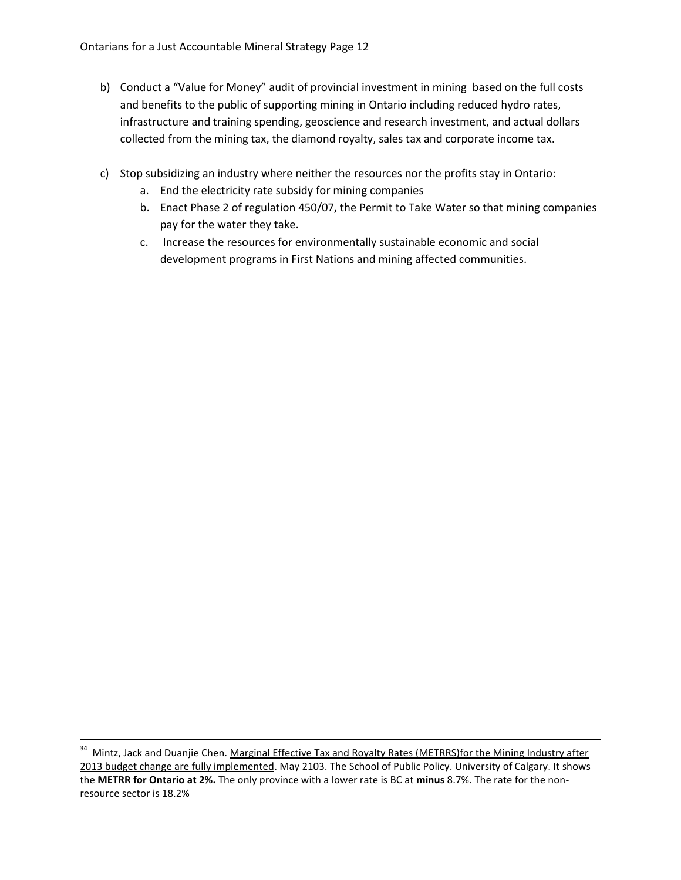b) Conduct a "Value for Money" audit of provincial investment in mining based on the full costs and benefits to the public of supporting mining in Ontario including reduced hydro rates, infrastructure and training spending, geoscience and research investment, and actual dollars collected from the mining tax, the diamond royalty, sales tax and corporate income tax.

c) Stop subsidizing an industry where neither the resources nor the profits stay in Ontario:

   a. End the electricity rate subsidy for mining companies
   b. Enact Phase 2 of regulation 450/07, the Permit to Take Water so that mining companies pay for the water they take.
   c. Increase the resources for environmentally sustainable economic and social development programs in First Nations and mining affected communities.

---

[34] Mintz, Jack and Duanjie Chen. Marginal Effective Tax and Royalty Rates (METRRS)for the Mining Industry after 2013 budget change are fully implemented. May 2103. The School of Public Policy. University of Calgary. It shows the **METRR for Ontario at 2%.** The only province with a lower rate is BC at **minus** 8.7%. The rate for the non-resource sector is 18.2%